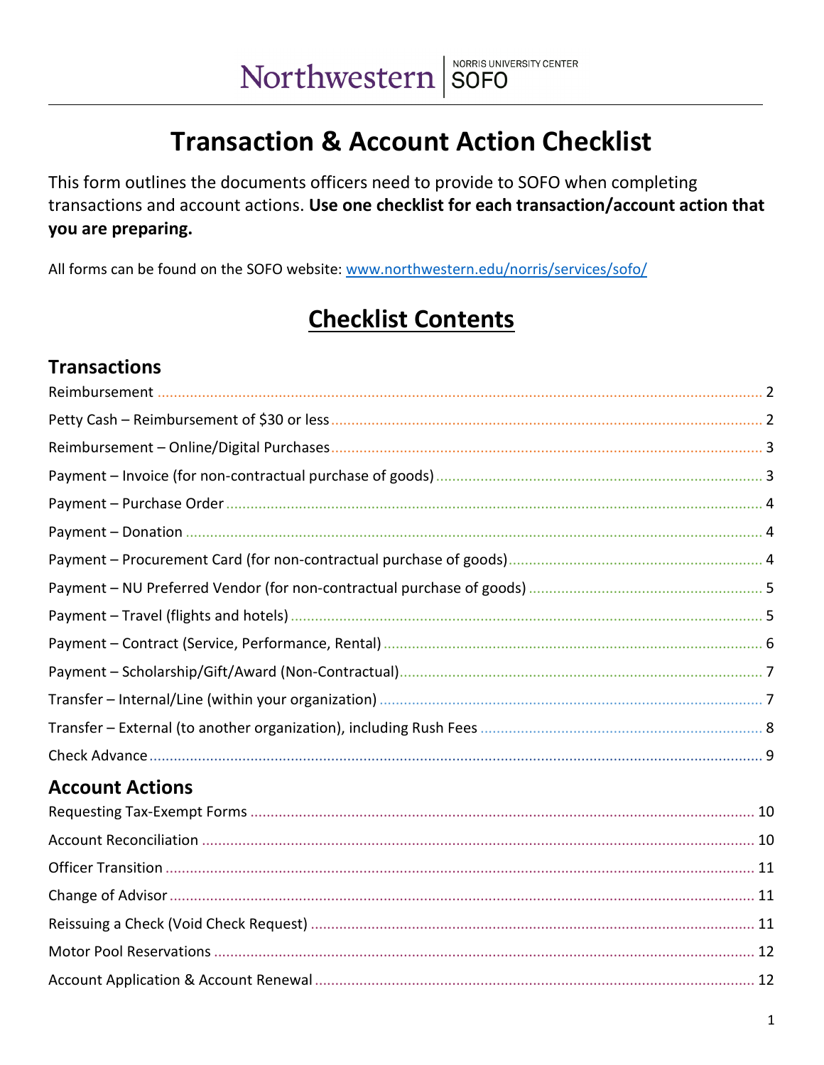Northwestern | NORRIS UNIVERSITY CENTER SOFO

# Transaction & Account Action Checklist

This form outlines the documents officers need to provide to SOFO when completing transactions and account actions. **Use one checklist for each transaction/account action that you are preparing.**

All forms can be found on the SOFO website: [www.northwestern.edu/norris/services/sofo/](www.northwestern.edu/norris/services/sofo/)

## Checklist Contents

### Transactions

- Reimbursement ........ 2
- Petty Cash – Reimbursement of $30 or less ........ 2
- Reimbursement – Online/Digital Purchases ........ 3
- Payment – Invoice (for non-contractual purchase of goods) ........ 3
- Payment – Purchase Order ........ 4
- Payment – Donation ........ 4
- Payment – Procurement Card (for non-contractual purchase of goods) ........ 4
- Payment – NU Preferred Vendor (for non-contractual purchase of goods) ........ 5
- Payment – Travel (flights and hotels) ........ 5
- Payment – Contract (Service, Performance, Rental) ........ 6
- Payment – Scholarship/Gift/Award (Non-Contractual) ........ 7
- Transfer – Internal/Line (within your organization) ........ 7
- Transfer – External (to another organization), including Rush Fees ........ 8
- Check Advance ........ 9

### Account Actions

- Requesting Tax-Exempt Forms ........ 10
- Account Reconciliation ........ 10
- Officer Transition ........ 11
- Change of Advisor ........ 11
- Reissuing a Check (Void Check Request) ........ 11
- Motor Pool Reservations ........ 12
- Account Application & Account Renewal ........ 12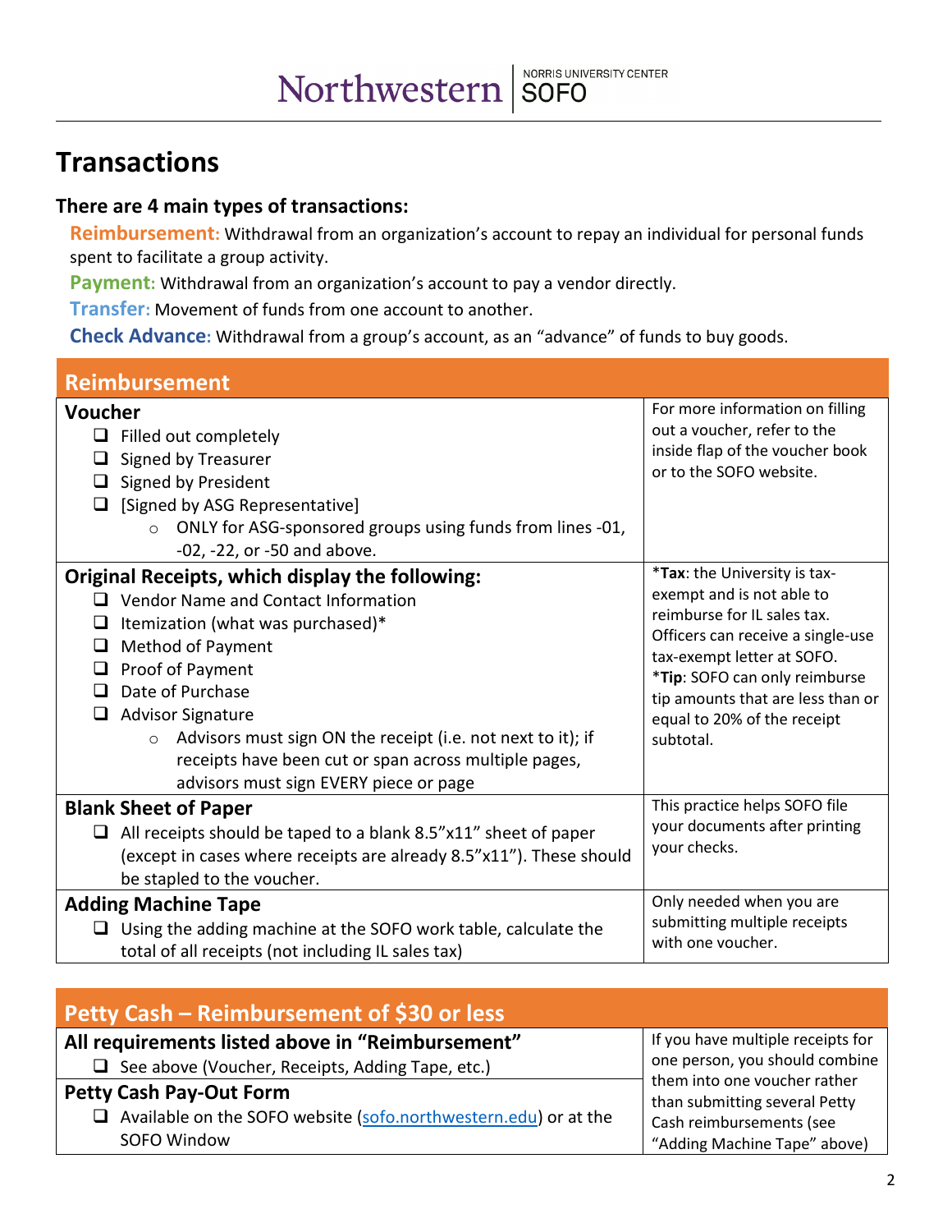# Transactions

### There are 4 main types of transactions:

**Reimbursement:** Withdrawal from an organization's account to repay an individual for personal funds spent to facilitate a group activity.

**Payment:** Withdrawal from an organization's account to pay a vendor directly.

**Transfer:** Movement of funds from one account to another.

**Check Advance:** Withdrawal from a group's account, as an "advance" of funds to buy goods.

## Reimbursement

| Requirement | Notes |
|---|---|
| **Voucher**<br>❑ Filled out completely<br>❑ Signed by Treasurer<br>❑ Signed by President<br>❑ [Signed by ASG Representative]<br>○ ONLY for ASG-sponsored groups using funds from lines -01, -02, -22, or -50 and above. | For more information on filling out a voucher, refer to the inside flap of the voucher book or to the SOFO website. |
| **Original Receipts, which display the following:**<br>❑ Vendor Name and Contact Information<br>❑ Itemization (what was purchased)*<br>❑ Method of Payment<br>❑ Proof of Payment<br>❑ Date of Purchase<br>❑ Advisor Signature<br>○ Advisors must sign ON the receipt (i.e. not next to it); if receipts have been cut or span across multiple pages, advisors must sign EVERY piece or page | ***Tax**: the University is tax-exempt and is not able to reimburse for IL sales tax. Officers can receive a single-use tax-exempt letter at SOFO.<br>***Tip**: SOFO can only reimburse tip amounts that are less than or equal to 20% of the receipt subtotal. |
| **Blank Sheet of Paper**<br>❑ All receipts should be taped to a blank 8.5"x11" sheet of paper (except in cases where receipts are already 8.5"x11"). These should be stapled to the voucher. | This practice helps SOFO file your documents after printing your checks. |
| **Adding Machine Tape**<br>❑ Using the adding machine at the SOFO work table, calculate the total of all receipts (not including IL sales tax) | Only needed when you are submitting multiple receipts with one voucher. |

## Petty Cash – Reimbursement of $30 or less

| Requirement | Notes |
|---|---|
| **All requirements listed above in "Reimbursement"**<br>❑ See above (Voucher, Receipts, Adding Tape, etc.) | If you have multiple receipts for one person, you should combine them into one voucher rather than submitting several Petty Cash reimbursements (see "Adding Machine Tape" above) |
| **Petty Cash Pay-Out Form**<br>❑ Available on the SOFO website (sofo.northwestern.edu) or at the SOFO Window | |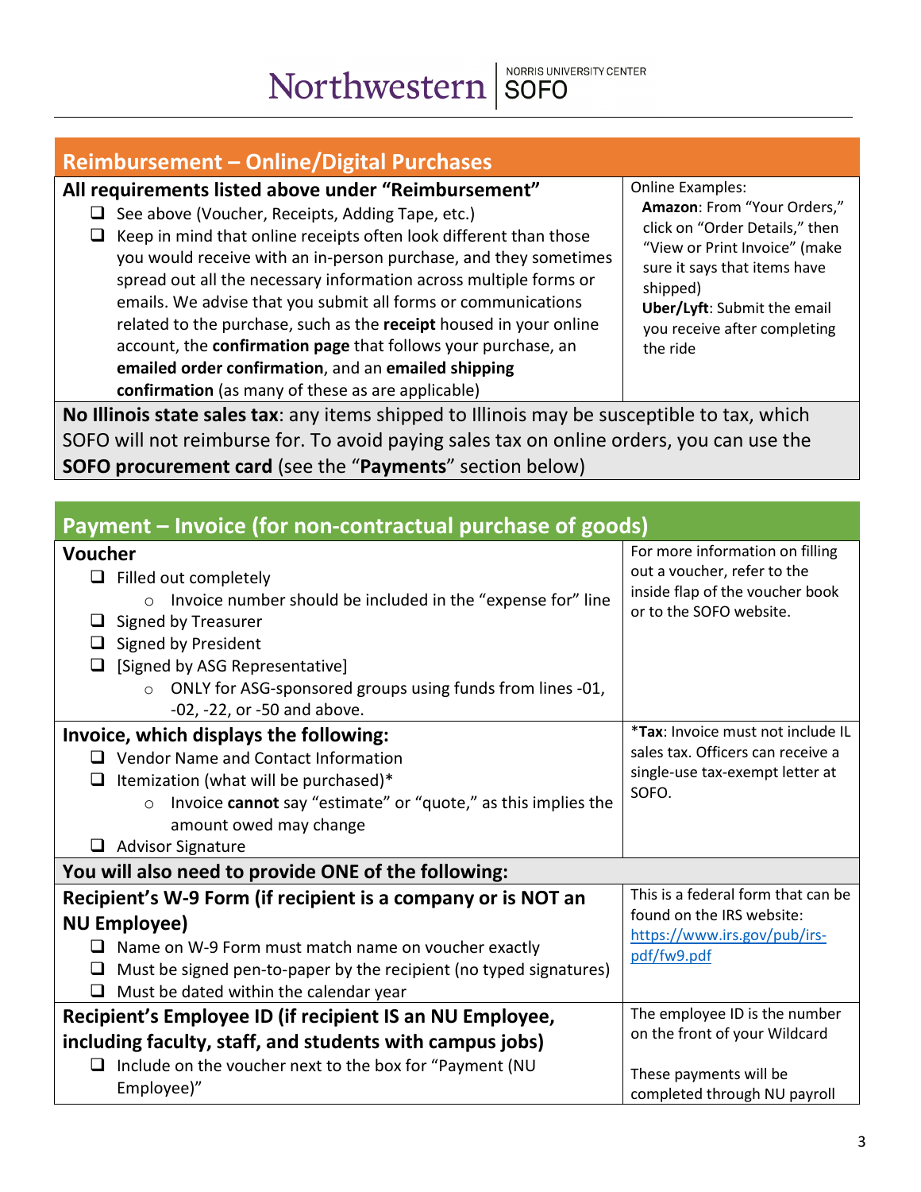## Reimbursement – Online/Digital Purchases

**All requirements listed above under "Reimbursement"**

- ☐ See above (Voucher, Receipts, Adding Tape, etc.)
- ☐ Keep in mind that online receipts often look different than those you would receive with an in-person purchase, and they sometimes spread out all the necessary information across multiple forms or emails. We advise that you submit all forms or communications related to the purchase, such as the **receipt** housed in your online account, the **confirmation page** that follows your purchase, an **emailed order confirmation**, and an **emailed shipping confirmation** (as many of these as are applicable)

Online Examples:
**Amazon**: From "Your Orders," click on "Order Details," then "View or Print Invoice" (make sure it says that items have shipped)
**Uber/Lyft**: Submit the email you receive after completing the ride

**No Illinois state sales tax**: any items shipped to Illinois may be susceptible to tax, which SOFO will not reimburse for. To avoid paying sales tax on online orders, you can use the **SOFO procurement card** (see the "**Payments**" section below)

## Payment – Invoice (for non-contractual purchase of goods)

**Voucher**

- ☐ Filled out completely
  - Invoice number should be included in the "expense for" line
- ☐ Signed by Treasurer
- ☐ Signed by President
- ☐ [Signed by ASG Representative]
  - ONLY for ASG-sponsored groups using funds from lines -01, -02, -22, or -50 and above.

For more information on filling out a voucher, refer to the inside flap of the voucher book or to the SOFO website.

**Invoice, which displays the following:**

- ☐ Vendor Name and Contact Information
- ☐ Itemization (what will be purchased)*
  - Invoice **cannot** say "estimate" or "quote," as this implies the amount owed may change
- ☐ Advisor Signature

***Tax**: Invoice must not include IL sales tax. Officers can receive a single-use tax-exempt letter at SOFO.

**You will also need to provide ONE of the following:**

**Recipient's W-9 Form (if recipient is a company or is NOT an NU Employee)**

- ☐ Name on W-9 Form must match name on voucher exactly
- ☐ Must be signed pen-to-paper by the recipient (no typed signatures)
- ☐ Must be dated within the calendar year

This is a federal form that can be found on the IRS website: https://www.irs.gov/pub/irs-pdf/fw9.pdf

**Recipient's Employee ID (if recipient IS an NU Employee, including faculty, staff, and students with campus jobs)**

- ☐ Include on the voucher next to the box for "Payment (NU Employee)"

The employee ID is the number on the front of your Wildcard

These payments will be completed through NU payroll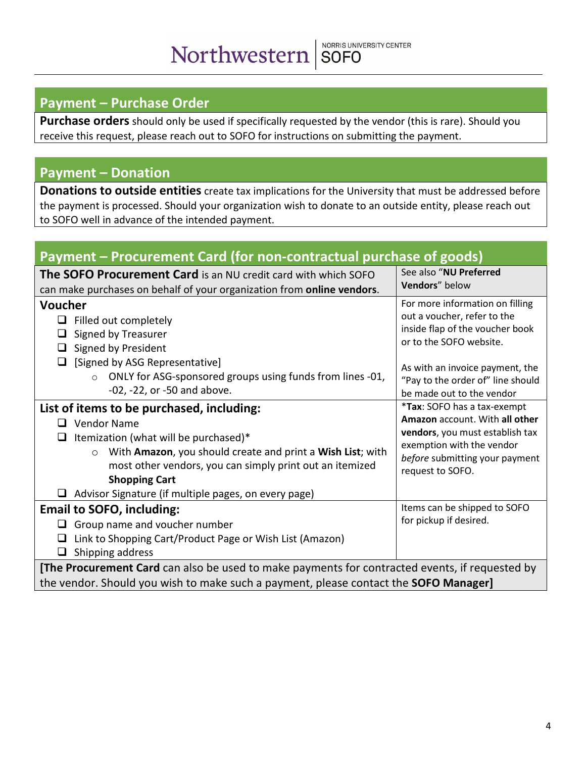## Payment – Purchase Order

**Purchase orders** should only be used if specifically requested by the vendor (this is rare). Should you receive this request, please reach out to SOFO for instructions on submitting the payment.

## Payment – Donation

**Donations to outside entities** create tax implications for the University that must be addressed before the payment is processed. Should your organization wish to donate to an outside entity, please reach out to SOFO well in advance of the intended payment.

## Payment – Procurement Card (for non-contractual purchase of goods)

| | |
|---|---|
| **The SOFO Procurement Card** is an NU credit card with which SOFO can make purchases on behalf of your organization from **online vendors**. | See also "**NU Preferred Vendors**" below |
| **Voucher**<br>❑ Filled out completely<br>❑ Signed by Treasurer<br>❑ Signed by President<br>❑ [Signed by ASG Representative]<br>&nbsp;&nbsp;&nbsp;&nbsp;○ ONLY for ASG-sponsored groups using funds from lines -01, -02, -22, or -50 and above. | For more information on filling out a voucher, refer to the inside flap of the voucher book or to the SOFO website.<br><br>As with an invoice payment, the "Pay to the order of" line should be made out to the vendor |
| **List of items to be purchased, including:**<br>❑ Vendor Name<br>❑ Itemization (what will be purchased)*<br>&nbsp;&nbsp;&nbsp;&nbsp;○ With **Amazon**, you should create and print a **Wish List**; with most other vendors, you can simply print out an itemized **Shopping Cart**<br>❑ Advisor Signature (if multiple pages, on every page) | ***Tax**: SOFO has a tax-exempt **Amazon** account. With **all other vendors**, you must establish tax exemption with the vendor *before* submitting your payment request to SOFO. |
| **Email to SOFO, including:**<br>❑ Group name and voucher number<br>❑ Link to Shopping Cart/Product Page or Wish List (Amazon)<br>❑ Shipping address | Items can be shipped to SOFO for pickup if desired. |
| **[The Procurement Card** can also be used to make payments for contracted events, if requested by the vendor. Should you wish to make such a payment, please contact the **SOFO Manager]** | |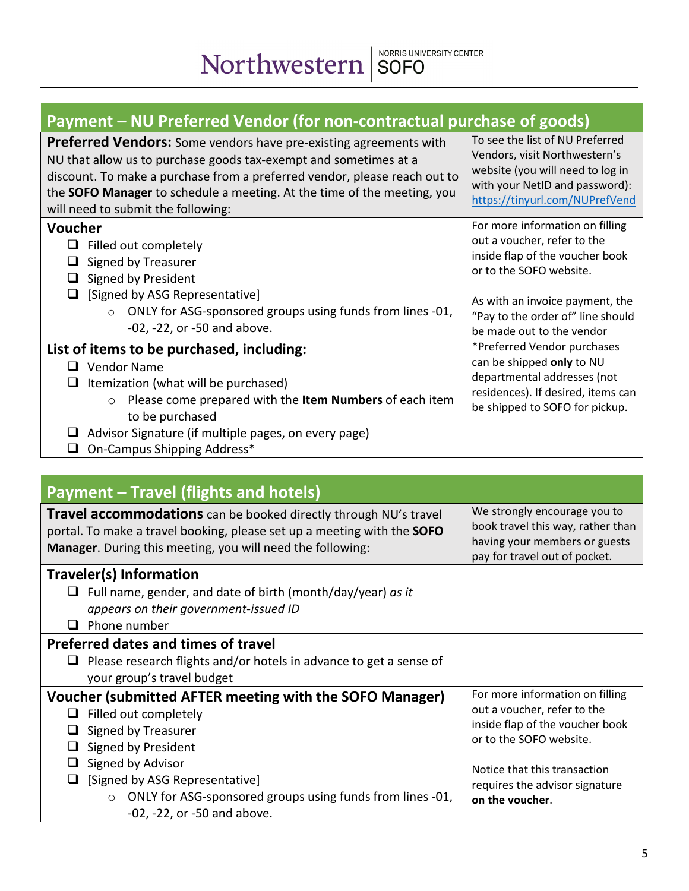## Payment – NU Preferred Vendor (for non-contractual purchase of goods)

**Preferred Vendors:** Some vendors have pre-existing agreements with NU that allow us to purchase goods tax-exempt and sometimes at a discount. To make a purchase from a preferred vendor, please reach out to the **SOFO Manager** to schedule a meeting. At the time of the meeting, you will need to submit the following:

To see the list of NU Preferred Vendors, visit Northwestern's website (you will need to log in with your NetID and password): https://tinyurl.com/NUPrefVend

**Voucher**

- [ ] Filled out completely
- [ ] Signed by Treasurer
- [ ] Signed by President
- [ ] [Signed by ASG Representative]
    - ONLY for ASG-sponsored groups using funds from lines -01, -02, -22, or -50 and above.

For more information on filling out a voucher, refer to the inside flap of the voucher book or to the SOFO website.

As with an invoice payment, the "Pay to the order of" line should be made out to the vendor

**List of items to be purchased, including:**

- [ ] Vendor Name
- [ ] Itemization (what will be purchased)
    - Please come prepared with the **Item Numbers** of each item to be purchased
- [ ] Advisor Signature (if multiple pages, on every page)
- [ ] On-Campus Shipping Address*

*Preferred Vendor purchases can be shipped **only** to NU departmental addresses (not residences). If desired, items can be shipped to SOFO for pickup.

## Payment – Travel (flights and hotels)

**Travel accommodations** can be booked directly through NU's travel portal. To make a travel booking, please set up a meeting with the **SOFO Manager**. During this meeting, you will need the following:

We strongly encourage you to book travel this way, rather than having your members or guests pay for travel out of pocket.

**Traveler(s) Information**

- [ ] Full name, gender, and date of birth (month/day/year) *as it appears on their government-issued ID*
- [ ] Phone number

**Preferred dates and times of travel**

- [ ] Please research flights and/or hotels in advance to get a sense of your group's travel budget

**Voucher (submitted AFTER meeting with the SOFO Manager)**

- [ ] Filled out completely
- [ ] Signed by Treasurer
- [ ] Signed by President
- [ ] Signed by Advisor
- [ ] [Signed by ASG Representative]
    - ONLY for ASG-sponsored groups using funds from lines -01, -02, -22, or -50 and above.

For more information on filling out a voucher, refer to the inside flap of the voucher book or to the SOFO website.

Notice that this transaction requires the advisor signature **on the voucher**.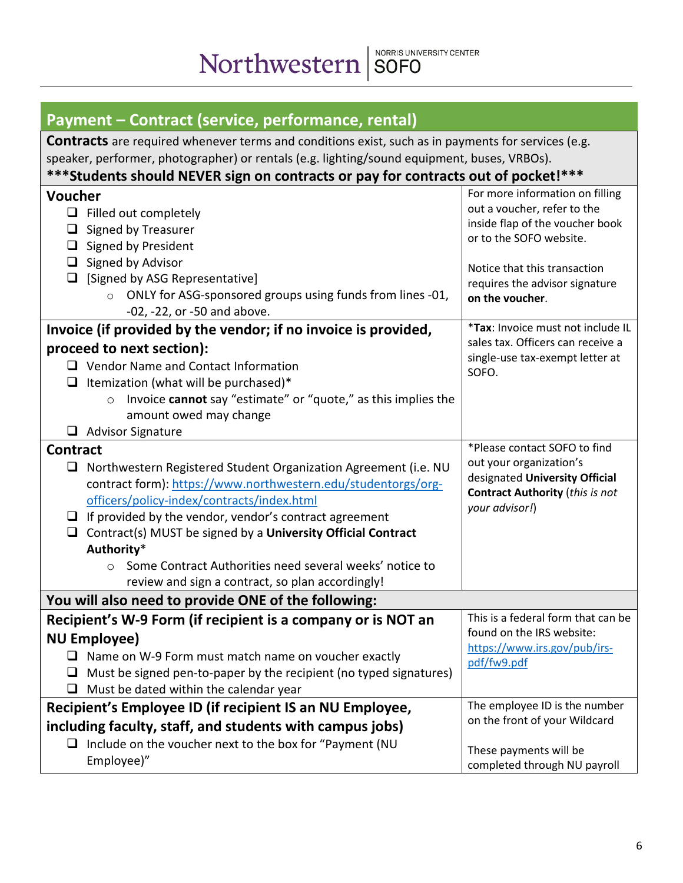## Payment – Contract (service, performance, rental)

**Contracts** are required whenever terms and conditions exist, such as in payments for services (e.g. speaker, performer, photographer) or rentals (e.g. lighting/sound equipment, buses, VRBOs).

**\*\*\*Students should NEVER sign on contracts or pay for contracts out of pocket!\*\*\***

### Voucher

- ❑ Filled out completely
- ❑ Signed by Treasurer
- ❑ Signed by President
- ❑ Signed by Advisor
- ❑ [Signed by ASG Representative]
  - ONLY for ASG-sponsored groups using funds from lines -01, -02, -22, or -50 and above.

For more information on filling out a voucher, refer to the inside flap of the voucher book or to the SOFO website.

Notice that this transaction requires the advisor signature **on the voucher**.

### Invoice (if provided by the vendor; if no invoice is provided, proceed to next section):

- ❑ Vendor Name and Contact Information
- ❑ Itemization (what will be purchased)*
  - Invoice **cannot** say "estimate" or "quote," as this implies the amount owed may change
- ❑ Advisor Signature

*__Tax__: Invoice must not include IL sales tax. Officers can receive a single-use tax-exempt letter at SOFO.

### Contract

- ❑ Northwestern Registered Student Organization Agreement (i.e. NU contract form): https://www.northwestern.edu/studentorgs/org-officers/policy-index/contracts/index.html
- ❑ If provided by the vendor, vendor's contract agreement
- ❑ Contract(s) MUST be signed by a **University Official Contract Authority***
  - Some Contract Authorities need several weeks' notice to review and sign a contract, so plan accordingly!

*Please contact SOFO to find out your organization's designated **University Official Contract Authority** (*this is not your advisor!*)

### You will also need to provide ONE of the following:

#### Recipient's W-9 Form (if recipient is a company or is NOT an NU Employee)

- ❑ Name on W-9 Form must match name on voucher exactly
- ❑ Must be signed pen-to-paper by the recipient (no typed signatures)
- ❑ Must be dated within the calendar year

This is a federal form that can be found on the IRS website: https://www.irs.gov/pub/irs-pdf/fw9.pdf

#### Recipient's Employee ID (if recipient IS an NU Employee, including faculty, staff, and students with campus jobs)

- ❑ Include on the voucher next to the box for "Payment (NU Employee)"

The employee ID is the number on the front of your Wildcard

These payments will be completed through NU payroll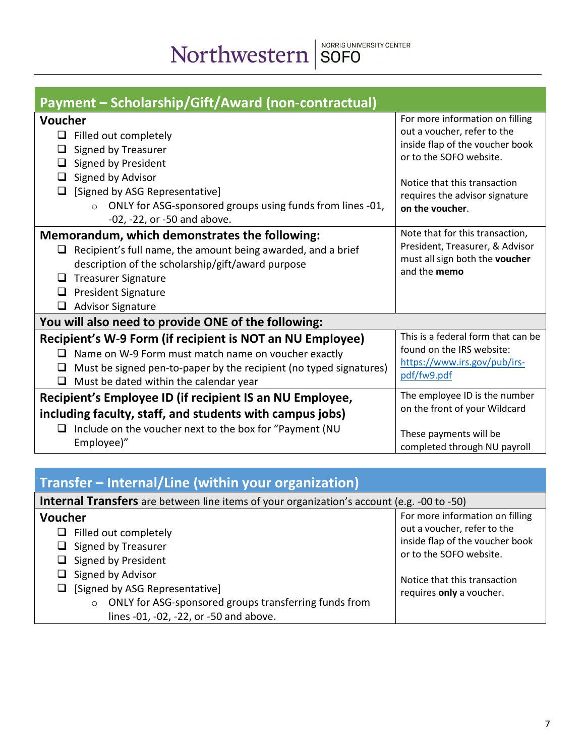## Payment – Scholarship/Gift/Award (non-contractual)

| **Voucher** | |
|---|---|
| ❑ Filled out completely<br>❑ Signed by Treasurer<br>❑ Signed by President<br>❑ Signed by Advisor<br>❑ [Signed by ASG Representative]<br>○ ONLY for ASG-sponsored groups using funds from lines -01, -02, -22, or -50 and above. | For more information on filling out a voucher, refer to the inside flap of the voucher book or to the SOFO website.<br><br>Notice that this transaction requires the advisor signature **on the voucher**. |
| **Memorandum, which demonstrates the following:**<br>❑ Recipient's full name, the amount being awarded, and a brief description of the scholarship/gift/award purpose<br>❑ Treasurer Signature<br>❑ President Signature<br>❑ Advisor Signature | Note that for this transaction, President, Treasurer, & Advisor must all sign both the **voucher** and the **memo** |
| **You will also need to provide ONE of the following:** | |
| **Recipient's W-9 Form (if recipient is NOT an NU Employee)**<br>❑ Name on W-9 Form must match name on voucher exactly<br>❑ Must be signed pen-to-paper by the recipient (no typed signatures)<br>❑ Must be dated within the calendar year | This is a federal form that can be found on the IRS website: https://www.irs.gov/pub/irs-pdf/fw9.pdf |
| **Recipient's Employee ID (if recipient IS an NU Employee, including faculty, staff, and students with campus jobs)**<br>❑ Include on the voucher next to the box for "Payment (NU Employee)" | The employee ID is the number on the front of your Wildcard<br><br>These payments will be completed through NU payroll |

## Transfer – Internal/Line (within your organization)

**Internal Transfers** are between line items of your organization's account (e.g. -00 to -50)

| **Voucher** | |
|---|---|
| ❑ Filled out completely<br>❑ Signed by Treasurer<br>❑ Signed by President<br>❑ Signed by Advisor<br>❑ [Signed by ASG Representative]<br>○ ONLY for ASG-sponsored groups transferring funds from lines -01, -02, -22, or -50 and above. | For more information on filling out a voucher, refer to the inside flap of the voucher book or to the SOFO website.<br><br>Notice that this transaction requires **only** a voucher. |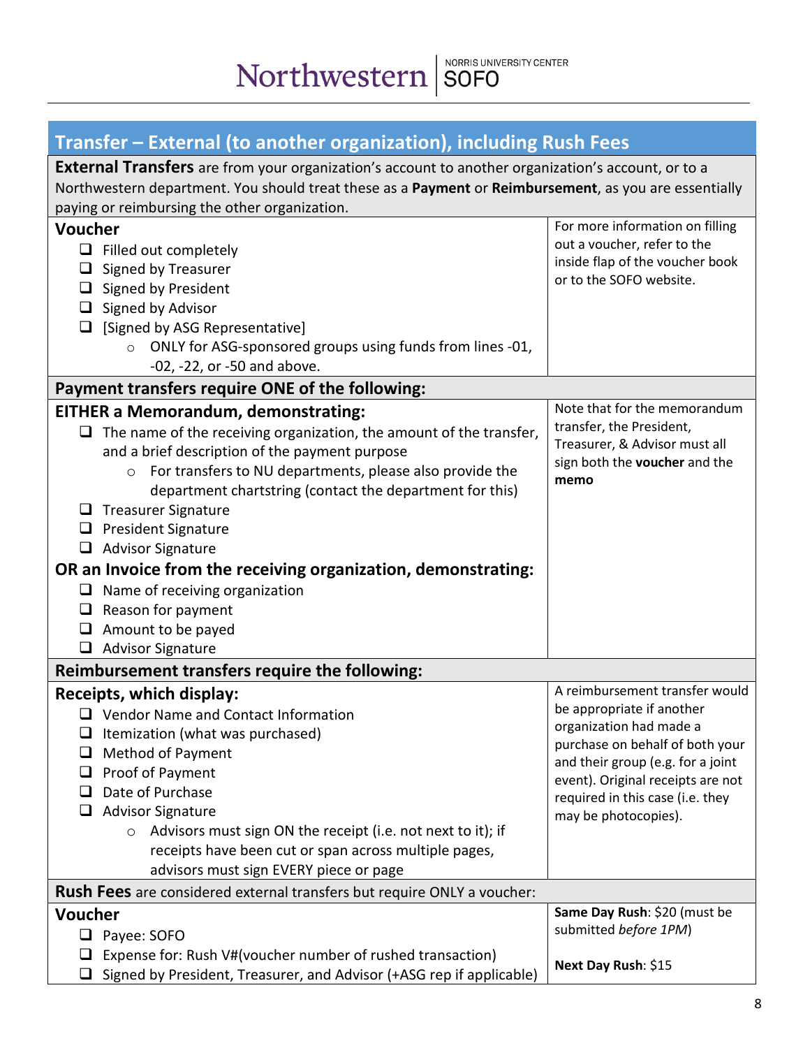## Transfer – External (to another organization), including Rush Fees

**External Transfers** are from your organization's account to another organization's account, or to a Northwestern department. You should treat these as a **Payment** or **Reimbursement**, as you are essentially paying or reimbursing the other organization.

### Voucher

- ❑ Filled out completely
- ❑ Signed by Treasurer
- ❑ Signed by President
- ❑ Signed by Advisor
- ❑ [Signed by ASG Representative]
  - ONLY for ASG-sponsored groups using funds from lines -01, -02, -22, or -50 and above.

For more information on filling out a voucher, refer to the inside flap of the voucher book or to the SOFO website.

### Payment transfers require ONE of the following:

**EITHER a Memorandum, demonstrating:**

- ❑ The name of the receiving organization, the amount of the transfer, and a brief description of the payment purpose
  - For transfers to NU departments, please also provide the department chartstring (contact the department for this)
- ❑ Treasurer Signature
- ❑ President Signature
- ❑ Advisor Signature

**OR an Invoice from the receiving organization, demonstrating:**

- ❑ Name of receiving organization
- ❑ Reason for payment
- ❑ Amount to be payed
- ❑ Advisor Signature

Note that for the memorandum transfer, the President, Treasurer, & Advisor must all sign both the **voucher** and the **memo**

### Reimbursement transfers require the following:

**Receipts, which display:**

- ❑ Vendor Name and Contact Information
- ❑ Itemization (what was purchased)
- ❑ Method of Payment
- ❑ Proof of Payment
- ❑ Date of Purchase
- ❑ Advisor Signature
  - Advisors must sign ON the receipt (i.e. not next to it); if receipts have been cut or span across multiple pages, advisors must sign EVERY piece or page

A reimbursement transfer would be appropriate if another organization had made a purchase on behalf of both your and their group (e.g. for a joint event). Original receipts are not required in this case (i.e. they may be photocopies).

### **Rush Fees** are considered external transfers but require ONLY a voucher:

**Voucher**

- ❑ Payee: SOFO
- ❑ Expense for: Rush V#(voucher number of rushed transaction)
- ❑ Signed by President, Treasurer, and Advisor (+ASG rep if applicable)

**Same Day Rush**: $20 (must be submitted *before 1PM*)

**Next Day Rush**: $15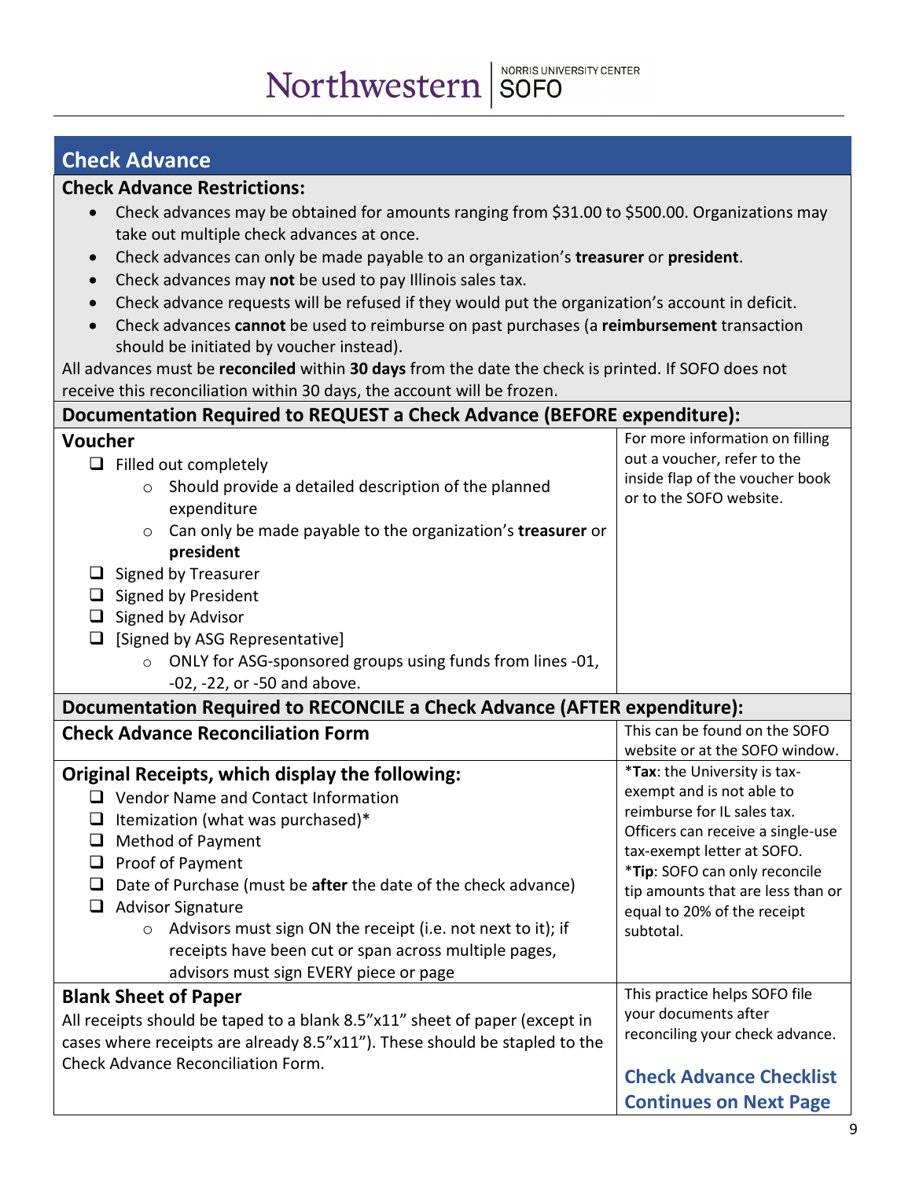## Check Advance

### Check Advance Restrictions:

- Check advances may be obtained for amounts ranging from $31.00 to $500.00. Organizations may take out multiple check advances at once.
- Check advances can only be made payable to an organization's **treasurer** or **president**.
- Check advances may **not** be used to pay Illinois sales tax.
- Check advance requests will be refused if they would put the organization's account in deficit.
- Check advances **cannot** be used to reimburse on past purchases (a **reimbursement** transaction should be initiated by voucher instead).

All advances must be **reconciled** within **30 days** from the date the check is printed. If SOFO does not receive this reconciliation within 30 days, the account will be frozen.

### Documentation Required to REQUEST a Check Advance (BEFORE expenditure):

| Requirement | Notes |
|---|---|
| **Voucher**<br>❑ Filled out completely<br>  ○ Should provide a detailed description of the planned expenditure<br>  ○ Can only be made payable to the organization's **treasurer** or **president**<br>❑ Signed by Treasurer<br>❑ Signed by President<br>❑ Signed by Advisor<br>❑ [Signed by ASG Representative]<br>  ○ ONLY for ASG-sponsored groups using funds from lines -01, -02, -22, or -50 and above. | For more information on filling out a voucher, refer to the inside flap of the voucher book or to the SOFO website. |

### Documentation Required to RECONCILE a Check Advance (AFTER expenditure):

| Requirement | Notes |
|---|---|
| **Check Advance Reconciliation Form** | This can be found on the SOFO website or at the SOFO window. |
| **Original Receipts, which display the following:**<br>❑ Vendor Name and Contact Information<br>❑ Itemization (what was purchased)*<br>❑ Method of Payment<br>❑ Proof of Payment<br>❑ Date of Purchase (must be **after** the date of the check advance)<br>❑ Advisor Signature<br>  ○ Advisors must sign ON the receipt (i.e. not next to it); if receipts have been cut or span across multiple pages, advisors must sign EVERY piece or page | ***Tax**: the University is tax-exempt and is not able to reimburse for IL sales tax. Officers can receive a single-use tax-exempt letter at SOFO.<br>***Tip**: SOFO can only reconcile tip amounts that are less than or equal to 20% of the receipt subtotal. |
| **Blank Sheet of Paper**<br>All receipts should be taped to a blank 8.5"x11" sheet of paper (except in cases where receipts are already 8.5"x11"). These should be stapled to the Check Advance Reconciliation Form. | This practice helps SOFO file your documents after reconciling your check advance.<br><br>**Check Advance Checklist Continues on Next Page** |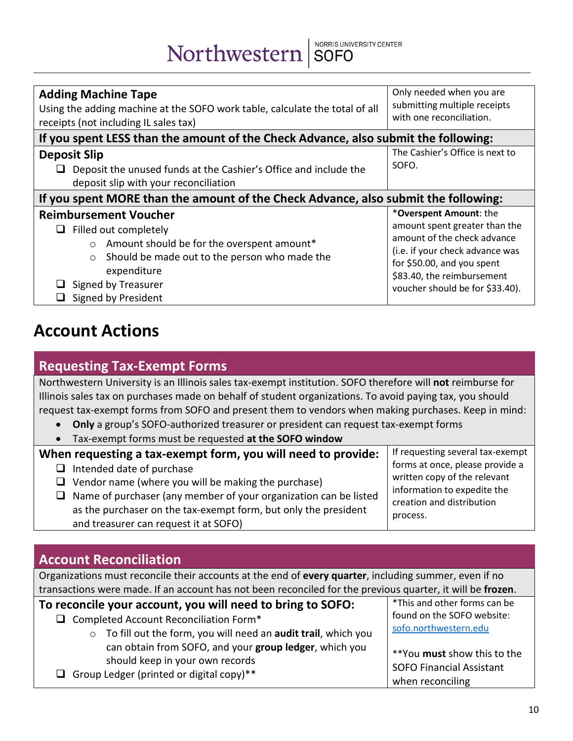| **Adding Machine Tape**<br>Using the adding machine at the SOFO work table, calculate the total of all receipts (not including IL sales tax) | Only needed when you are submitting multiple receipts with one reconciliation. |
|---|---|
| **If you spent LESS than the amount of the Check Advance, also submit the following:** | |
| **Deposit Slip**<br>❑ Deposit the unused funds at the Cashier's Office and include the deposit slip with your reconciliation | The Cashier's Office is next to SOFO. |
| **If you spent MORE than the amount of the Check Advance, also submit the following:** | |
| **Reimbursement Voucher**<br>❑ Filled out completely<br>○ Amount should be for the overspent amount*<br>○ Should be made out to the person who made the expenditure<br>❑ Signed by Treasurer<br>❑ Signed by President | ***Overspent Amount**: the amount spent greater than the amount of the check advance (i.e. if your check advance was for $50.00, and you spent $83.40, the reimbursement voucher should be for $33.40). |

# Account Actions

## Requesting Tax-Exempt Forms

Northwestern University is an Illinois sales tax-exempt institution. SOFO therefore will **not** reimburse for Illinois sales tax on purchases made on behalf of student organizations. To avoid paying tax, you should request tax-exempt forms from SOFO and present them to vendors when making purchases. Keep in mind:

- **Only** a group's SOFO-authorized treasurer or president can request tax-exempt forms
- Tax-exempt forms must be requested **at the SOFO window**

| **When requesting a tax-exempt form, you will need to provide:**<br>❑ Intended date of purchase<br>❑ Vendor name (where you will be making the purchase)<br>❑ Name of purchaser (any member of your organization can be listed as the purchaser on the tax-exempt form, but only the president and treasurer can request it at SOFO) | If requesting several tax-exempt forms at once, please provide a written copy of the relevant information to expedite the creation and distribution process. |
|---|---|

## Account Reconciliation

Organizations must reconcile their accounts at the end of **every quarter**, including summer, even if no transactions were made. If an account has not been reconciled for the previous quarter, it will be **frozen**.

| **To reconcile your account, you will need to bring to SOFO:**<br>❑ Completed Account Reconciliation Form*<br>○ To fill out the form, you will need an **audit trail**, which you can obtain from SOFO, and your **group ledger**, which you should keep in your own records<br>❑ Group Ledger (printed or digital copy)** | *This and other forms can be found on the SOFO website: sofo.northwestern.edu<br><br>**You **must** show this to the SOFO Financial Assistant when reconciling |
|---|---|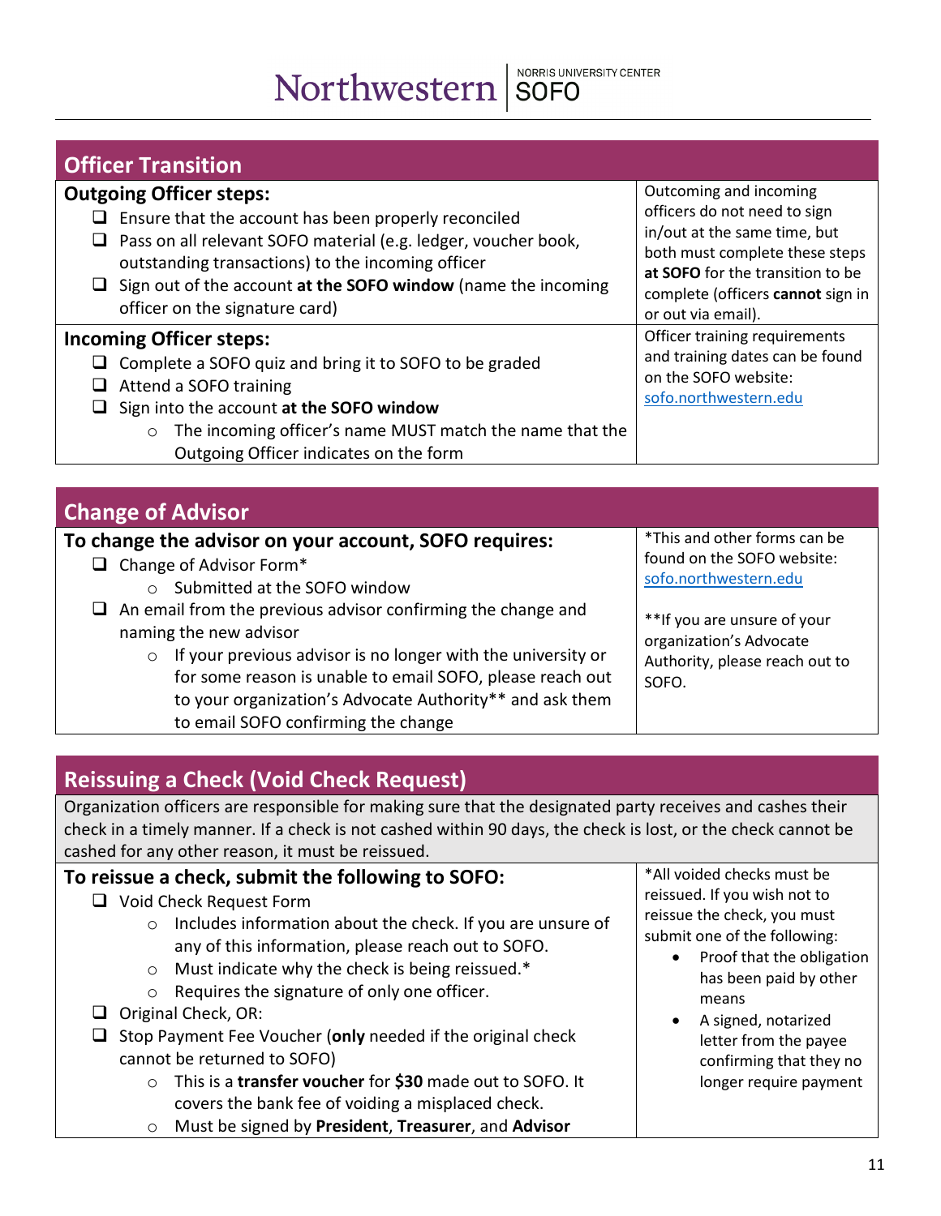## Officer Transition

### Outgoing Officer steps:

- ❑ Ensure that the account has been properly reconciled
- ❑ Pass on all relevant SOFO material (e.g. ledger, voucher book, outstanding transactions) to the incoming officer
- ❑ Sign out of the account **at the SOFO window** (name the incoming officer on the signature card)

Outcoming and incoming officers do not need to sign in/out at the same time, but both must complete these steps **at SOFO** for the transition to be complete (officers **cannot** sign in or out via email).

### Incoming Officer steps:

- ❑ Complete a SOFO quiz and bring it to SOFO to be graded
- ❑ Attend a SOFO training
- ❑ Sign into the account **at the SOFO window**
  - The incoming officer's name MUST match the name that the Outgoing Officer indicates on the form

Officer training requirements and training dates can be found on the SOFO website: sofo.northwestern.edu

## Change of Advisor

### To change the advisor on your account, SOFO requires:

- ❑ Change of Advisor Form*
  - Submitted at the SOFO window
- ❑ An email from the previous advisor confirming the change and naming the new advisor
  - If your previous advisor is no longer with the university or for some reason is unable to email SOFO, please reach out to your organization's Advocate Authority** and ask them to email SOFO confirming the change

*This and other forms can be found on the SOFO website: sofo.northwestern.edu

**If you are unsure of your organization's Advocate Authority, please reach out to SOFO.

## Reissuing a Check (Void Check Request)

Organization officers are responsible for making sure that the designated party receives and cashes their check in a timely manner. If a check is not cashed within 90 days, the check is lost, or the check cannot be cashed for any other reason, it must be reissued.

### To reissue a check, submit the following to SOFO:

- ❑ Void Check Request Form
  - Includes information about the check. If you are unsure of any of this information, please reach out to SOFO.
  - Must indicate why the check is being reissued.*
  - Requires the signature of only one officer.
- ❑ Original Check, OR:
- ❑ Stop Payment Fee Voucher (**only** needed if the original check cannot be returned to SOFO)
  - This is a **transfer voucher** for **$30** made out to SOFO. It covers the bank fee of voiding a misplaced check.
  - Must be signed by **President**, **Treasurer**, and **Advisor**

*All voided checks must be reissued. If you wish not to reissue the check, you must submit one of the following:

- Proof that the obligation has been paid by other means
- A signed, notarized letter from the payee confirming that they no longer require payment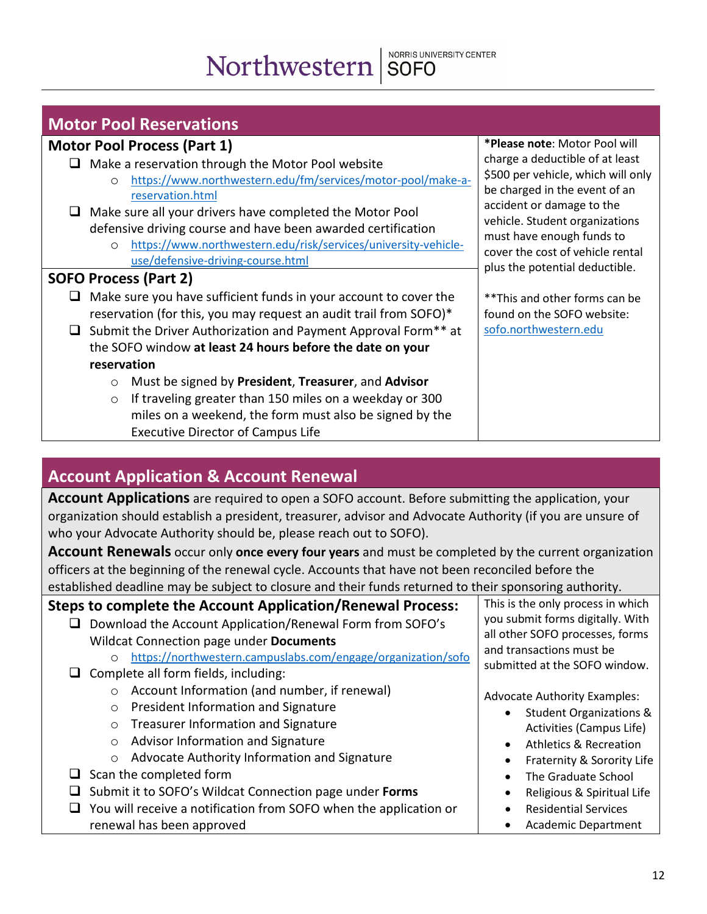# Motor Pool Reservations

### Motor Pool Process (Part 1)

- ☐ Make a reservation through the Motor Pool website
  - https://www.northwestern.edu/fm/services/motor-pool/make-a-reservation.html
- ☐ Make sure all your drivers have completed the Motor Pool defensive driving course and have been awarded certification
  - https://www.northwestern.edu/risk/services/university-vehicle-use/defensive-driving-course.html

### SOFO Process (Part 2)

- ☐ Make sure you have sufficient funds in your account to cover the reservation (for this, you may request an audit trail from SOFO)*
- ☐ Submit the Driver Authorization and Payment Approval Form** at the SOFO window **at least 24 hours before the date on your reservation**
  - Must be signed by **President**, **Treasurer**, and **Advisor**
  - If traveling greater than 150 miles on a weekday or 300 miles on a weekend, the form must also be signed by the Executive Director of Campus Life

***Please note**: Motor Pool will charge a deductible of at least $500 per vehicle, which will only be charged in the event of an accident or damage to the vehicle. Student organizations must have enough funds to cover the cost of vehicle rental plus the potential deductible.

**This and other forms can be found on the SOFO website: sofo.northwestern.edu

# Account Application & Account Renewal

**Account Applications** are required to open a SOFO account. Before submitting the application, your organization should establish a president, treasurer, advisor and Advocate Authority (if you are unsure of who your Advocate Authority should be, please reach out to SOFO).

**Account Renewals** occur only **once every four years** and must be completed by the current organization officers at the beginning of the renewal cycle. Accounts that have not been reconciled before the established deadline may be subject to closure and their funds returned to their sponsoring authority.

### Steps to complete the Account Application/Renewal Process:

- ☐ Download the Account Application/Renewal Form from SOFO's Wildcat Connection page under **Documents**
  - https://northwestern.campuslabs.com/engage/organization/sofo
- ☐ Complete all form fields, including:
  - Account Information (and number, if renewal)
  - President Information and Signature
  - Treasurer Information and Signature
  - Advisor Information and Signature
  - Advocate Authority Information and Signature
- ☐ Scan the completed form
- ☐ Submit it to SOFO's Wildcat Connection page under **Forms**
- ☐ You will receive a notification from SOFO when the application or renewal has been approved

This is the only process in which you submit forms digitally. With all other SOFO processes, forms and transactions must be submitted at the SOFO window.

Advocate Authority Examples:

- Student Organizations & Activities (Campus Life)
- Athletics & Recreation
- Fraternity & Sorority Life
- The Graduate School
- Religious & Spiritual Life
- Residential Services
- Academic Department